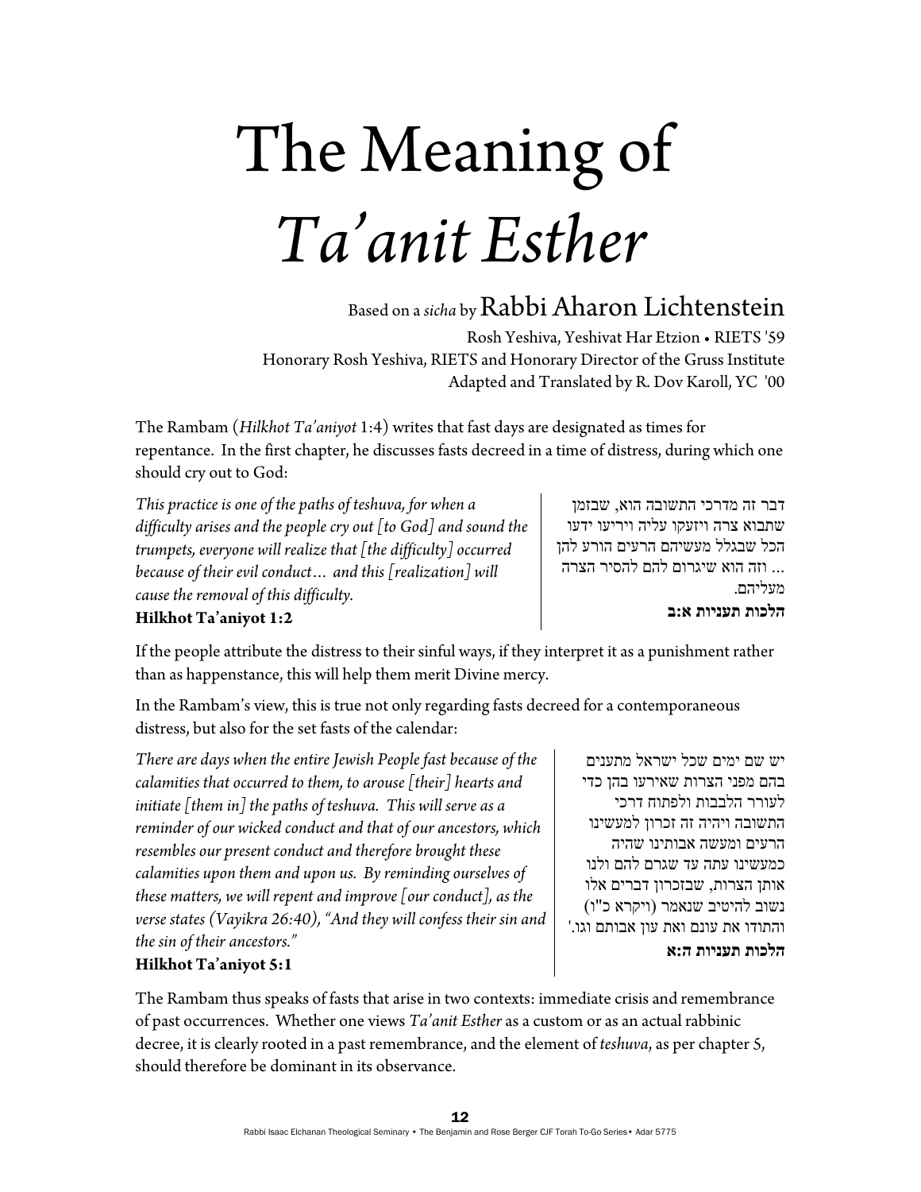# The Meaning of *Ta'anit Esther*

Based on a *sicha* by Rabbi Aharon Lichtenstein

Rosh Yeshiva, Yeshivat Har Etzion • RIETS '59
Honorary Rosh Yeshiva, RIETS and Honorary Director of the Gruss Institute
Adapted and Translated by R. Dov Karoll, YC '00

The Rambam (*Hilkhot Ta'aniyot* 1:4) writes that fast days are designated as times for repentance. In the first chapter, he discusses fasts decreed in a time of distress, during which one should cry out to God:

*This practice is one of the paths of teshuva, for when a difficulty arises and the people cry out [to God] and sound the trumpets, everyone will realize that [the difficulty] occurred because of their evil conduct… and this [realization] will cause the removal of this difficulty.*
**Hilkhot Ta'aniyot 1:2**

דבר זה מדרכי התשובה הוא, שבזמן שתבוא צרה ויזעקו עליה ויריעו ידעו הכל שבגלל מעשיהם הרעים הורע להן ... וזה הוא שיגרום להם להסיר הצרה מעליהם.
**הלכות תעניות א:ב**

If the people attribute the distress to their sinful ways, if they interpret it as a punishment rather than as happenstance, this will help them merit Divine mercy.

In the Rambam's view, this is true not only regarding fasts decreed for a contemporaneous distress, but also for the set fasts of the calendar:

*There are days when the entire Jewish People fast because of the calamities that occurred to them, to arouse [their] hearts and initiate [them in] the paths of teshuva. This will serve as a reminder of our wicked conduct and that of our ancestors, which resembles our present conduct and therefore brought these calamities upon them and upon us. By reminding ourselves of these matters, we will repent and improve [our conduct], as the verse states (Vayikra 26:40), "And they will confess their sin and the sin of their ancestors."*
**Hilkhot Ta'aniyot 5:1**

יש שם ימים שכל ישראל מתענים בהם מפני הצרות שאירעו בהן כדי לעורר הלבבות ולפתוח דרכי התשובה ויהיה זה זכרון למעשינו הרעים ומעשה אבותינו שהיה כמעשינו עתה עד שגרם להם ולנו אותן הצרות, שבזכרון דברים אלו נשוב להיטיב שנאמר (ויקרא כ"ו) והתודו את עונם ואת עון אבותם וגו.'
**הלכות תעניות ה:א**

The Rambam thus speaks of fasts that arise in two contexts: immediate crisis and remembrance of past occurrences. Whether one views *Ta'anit Esther* as a custom or as an actual rabbinic decree, it is clearly rooted in a past remembrance, and the element of *teshuva*, as per chapter 5, should therefore be dominant in its observance.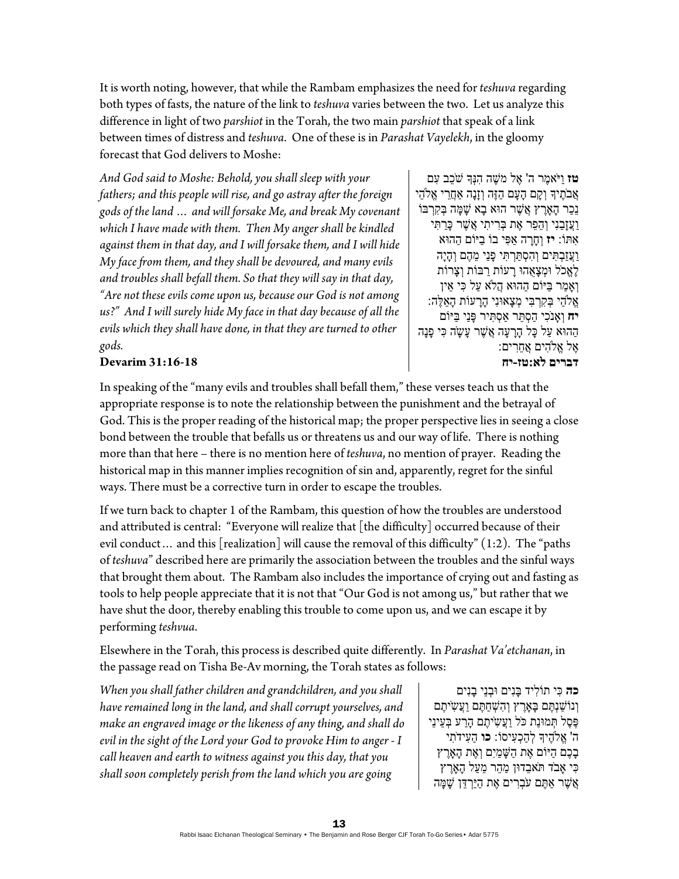It is worth noting, however, that while the Rambam emphasizes the need for *teshuva* regarding both types of fasts, the nature of the link to *teshuva* varies between the two. Let us analyze this difference in light of two *parshiot* in the Torah, the two main *parshiot* that speak of a link between times of distress and *teshuva*. One of these is in *Parashat Vayelekh*, in the gloomy forecast that God delivers to Moshe:

*And God said to Moshe: Behold, you shall sleep with your fathers; and this people will rise, and go astray after the foreign gods of the land … and will forsake Me, and break My covenant which I have made with them. Then My anger shall be kindled against them in that day, and I will forsake them, and I will hide My face from them, and they shall be devoured, and many evils and troubles shall befall them. So that they will say in that day, "Are not these evils come upon us, because our God is not among us?" And I will surely hide My face in that day because of all the evils which they shall have done, in that they are turned to other gods.*

**Devarim 31:16-18**

**טז** וַיֹּאמֶר ה' אֶל מֹשֶׁה הִנְּךָ שֹׁכֵב עִם אֲבֹתֶיךָ וְקָם הָעָם הַזֶּה וְזָנָה אַחֲרֵי אֱלֹהֵי נֵכַר הָאָרֶץ אֲשֶׁר הוּא בָא שָׁמָּה בְּקִרְבּוֹ וַעֲזָבַנִי וְהֵפֵר אֶת בְּרִיתִי אֲשֶׁר כָּרַתִּי אִתּוֹ: **יז** וְחָרָה אַפִּי בוֹ בַיּוֹם הַהוּא וַעֲזַבְתִּים וְהִסְתַּרְתִּי פָנַי מֵהֶם וְהָיָה לֶאֱכֹל וּמְצָאֻהוּ רָעוֹת רַבּוֹת וְצָרוֹת וְאָמַר בַּיּוֹם הַהוּא הֲלֹא עַל כִּי אֵין אֱלֹהַי בְּקִרְבִּי מְצָאוּנִי הָרָעוֹת הָאֵלֶּה: **יח** וְאָנֹכִי הַסְתֵּר אַסְתִּיר פָּנַי בַּיּוֹם הַהוּא עַל כָּל הָרָעָה אֲשֶׁר עָשָׂה כִּי פָנָה אֶל אֱלֹהִים אֲחֵרִים:

**דברים לא:טז-יח**

In speaking of the "many evils and troubles shall befall them," these verses teach us that the appropriate response is to note the relationship between the punishment and the betrayal of God. This is the proper reading of the historical map; the proper perspective lies in seeing a close bond between the trouble that befalls us or threatens us and our way of life. There is nothing more than that here – there is no mention here of *teshuva*, no mention of prayer. Reading the historical map in this manner implies recognition of sin and, apparently, regret for the sinful ways. There must be a corrective turn in order to escape the troubles.

If we turn back to chapter 1 of the Rambam, this question of how the troubles are understood and attributed is central: "Everyone will realize that [the difficulty] occurred because of their evil conduct… and this [realization] will cause the removal of this difficulty" (1:2). The "paths of *teshuva*" described here are primarily the association between the troubles and the sinful ways that brought them about. The Rambam also includes the importance of crying out and fasting as tools to help people appreciate that it is not that "Our God is not among us," but rather that we have shut the door, thereby enabling this trouble to come upon us, and we can escape it by performing *teshvua*.

Elsewhere in the Torah, this process is described quite differently. In *Parashat Va'etchanan*, in the passage read on Tisha Be-Av morning, the Torah states as follows:

*When you shall father children and grandchildren, and you shall have remained long in the land, and shall corrupt yourselves, and make an engraved image or the likeness of any thing, and shall do evil in the sight of the Lord your God to provoke Him to anger - I call heaven and earth to witness against you this day, that you shall soon completely perish from the land which you are going*

**כה** כִּי תוֹלִיד בָּנִים וּבְנֵי בָנִים וְנוֹשַׁנְתֶּם בָּאָרֶץ וְהִשְׁחַתֶּם וַעֲשִׂיתֶם פֶּסֶל תְּמוּנַת כֹּל וַעֲשִׂיתֶם הָרַע בְּעֵינֵי ה' אֱלֹהֶיךָ לְהַכְעִיסוֹ: **כו** הַעִידֹתִי בָכֶם הַיּוֹם אֶת הַשָּׁמַיִם וְאֶת הָאָרֶץ כִּי אָבֹד תֹּאבֵדוּן מַהֵר מֵעַל הָאָרֶץ אֲשֶׁר אַתֶּם עֹבְרִים אֶת הַיַּרְדֵּן שָׁמָּה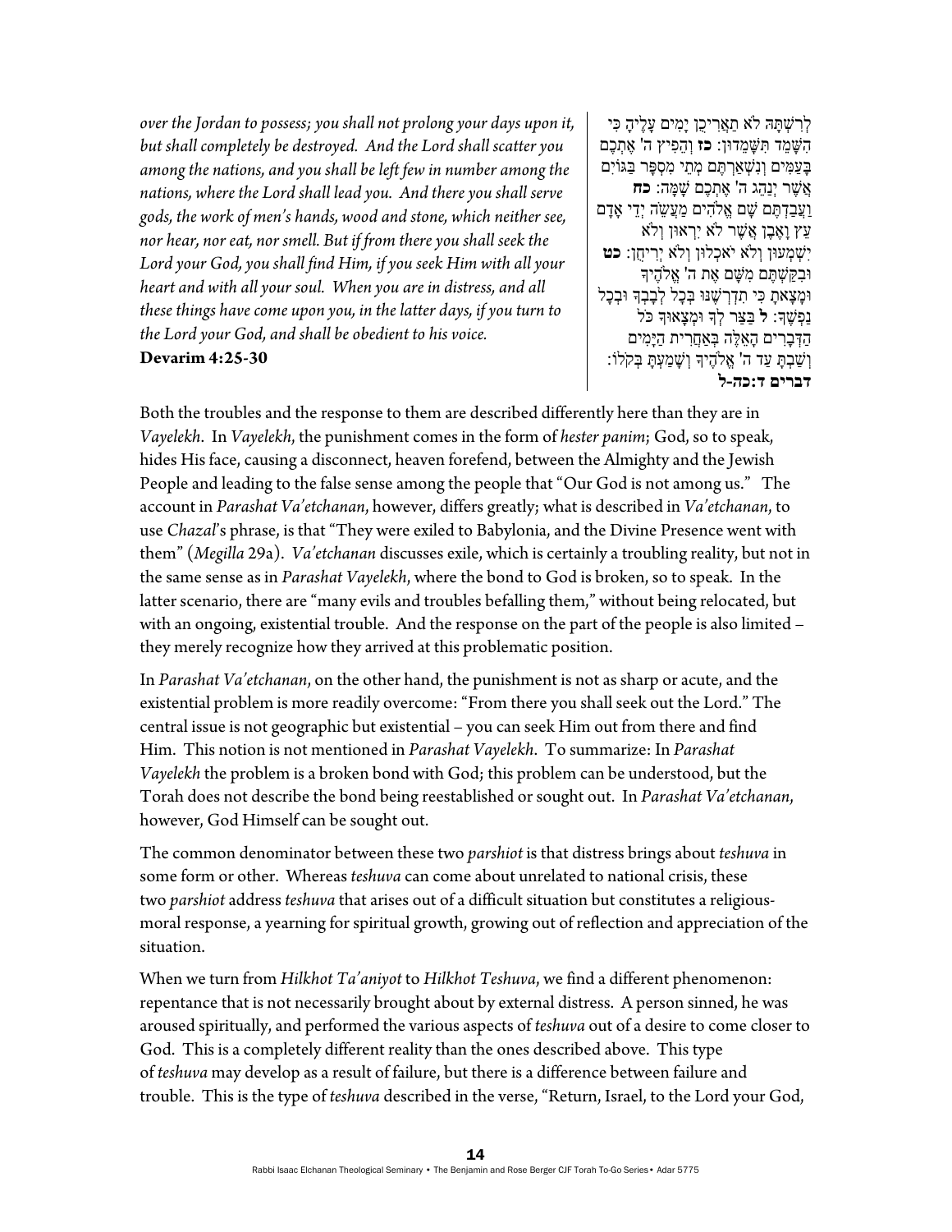*over the Jordan to possess; you shall not prolong your days upon it, but shall completely be destroyed. And the Lord shall scatter you among the nations, and you shall be left few in number among the nations, where the Lord shall lead you. And there you shall serve gods, the work of men's hands, wood and stone, which neither see, nor hear, nor eat, nor smell. But if from there you shall seek the Lord your God, you shall find Him, if you seek Him with all your heart and with all your soul. When you are in distress, and all these things have come upon you, in the latter days, if you turn to the Lord your God, and shall be obedient to his voice.*

**Devarim 4:25-30**

לְרִשְׁתָּהּ לֹא תַאֲרִיכֻן יָמִים עָלֶיהָ כִּי הִשָּׁמֵד תִּשָּׁמֵדוּן: **כז** וְהֵפִיץ ה' אֶתְכֶם בָּעַמִּים וְנִשְׁאַרְתֶּם מְתֵי מִסְפָּר בַּגּוֹיִם אֲשֶׁר יְנַהֵג ה' אֶתְכֶם שָׁמָּה: **כח** וַעֲבַדְתֶּם שָׁם אֱלֹהִים מַעֲשֵׂה יְדֵי אָדָם עֵץ וָאֶבֶן אֲשֶׁר לֹא יִרְאוּן וְלֹא יִשְׁמְעוּן וְלֹא יֹאכְלוּן וְלֹא יְרִיחֻן: **כט** וּבִקַּשְׁתֶּם מִשָּׁם אֶת ה' אֱלֹהֶיךָ וּמָצָאתָ כִּי תִדְרְשֶׁנּוּ בְּכָל לְבָבְךָ וּבְכָל נַפְשֶׁךָ: **ל** בַּצַּר לְךָ וּמְצָאוּךָ כֹּל הַדְּבָרִים הָאֵלֶּה בְּאַחֲרִית הַיָּמִים וְשַׁבְתָּ עַד ה' אֱלֹהֶיךָ וְשָׁמַעְתָּ בְּקֹלוֹ:

**דברים ד:כה-ל**

Both the troubles and the response to them are described differently here than they are in *Vayelekh*. In *Vayelekh*, the punishment comes in the form of *hester panim*; God, so to speak, hides His face, causing a disconnect, heaven forefend, between the Almighty and the Jewish People and leading to the false sense among the people that "Our God is not among us." The account in *Parashat Va'etchanan*, however, differs greatly; what is described in *Va'etchanan*, to use *Chazal*'s phrase, is that "They were exiled to Babylonia, and the Divine Presence went with them" (*Megilla* 29a). *Va'etchanan* discusses exile, which is certainly a troubling reality, but not in the same sense as in *Parashat Vayelekh*, where the bond to God is broken, so to speak. In the latter scenario, there are "many evils and troubles befalling them," without being relocated, but with an ongoing, existential trouble. And the response on the part of the people is also limited – they merely recognize how they arrived at this problematic position.

In *Parashat Va'etchanan*, on the other hand, the punishment is not as sharp or acute, and the existential problem is more readily overcome: "From there you shall seek out the Lord." The central issue is not geographic but existential – you can seek Him out from there and find Him. This notion is not mentioned in *Parashat Vayelekh*. To summarize: In *Parashat Vayelekh* the problem is a broken bond with God; this problem can be understood, but the Torah does not describe the bond being reestablished or sought out. In *Parashat Va'etchanan*, however, God Himself can be sought out.

The common denominator between these two *parshiot* is that distress brings about *teshuva* in some form or other. Whereas *teshuva* can come about unrelated to national crisis, these two *parshiot* address *teshuva* that arises out of a difficult situation but constitutes a religious-moral response, a yearning for spiritual growth, growing out of reflection and appreciation of the situation.

When we turn from *Hilkhot Ta'aniyot* to *Hilkhot Teshuva*, we find a different phenomenon: repentance that is not necessarily brought about by external distress. A person sinned, he was aroused spiritually, and performed the various aspects of *teshuva* out of a desire to come closer to God. This is a completely different reality than the ones described above. This type of *teshuva* may develop as a result of failure, but there is a difference between failure and trouble. This is the type of *teshuva* described in the verse, "Return, Israel, to the Lord your God,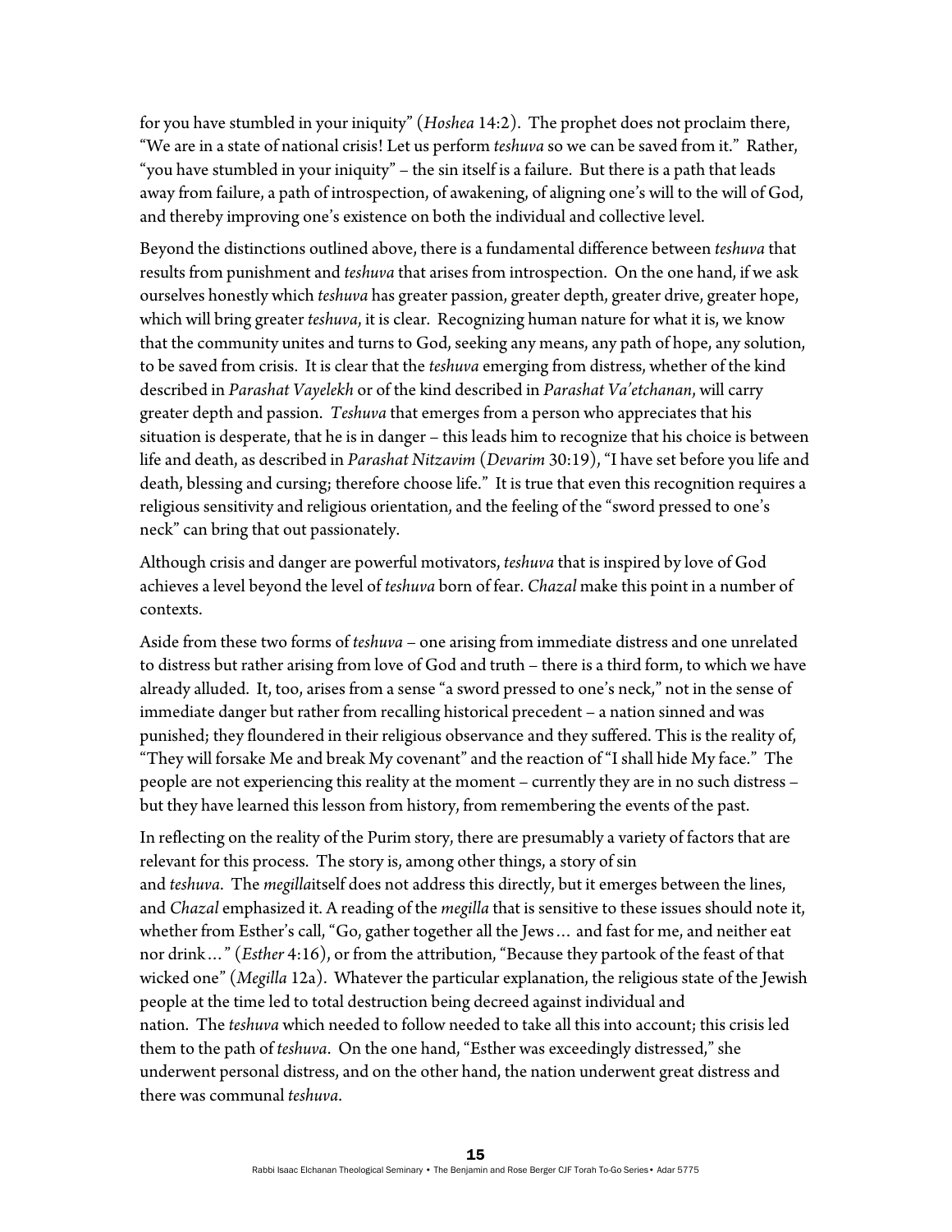for you have stumbled in your iniquity" (*Hoshea* 14:2). The prophet does not proclaim there, "We are in a state of national crisis! Let us perform *teshuva* so we can be saved from it." Rather, "you have stumbled in your iniquity" – the sin itself is a failure. But there is a path that leads away from failure, a path of introspection, of awakening, of aligning one's will to the will of God, and thereby improving one's existence on both the individual and collective level.

Beyond the distinctions outlined above, there is a fundamental difference between *teshuva* that results from punishment and *teshuva* that arises from introspection. On the one hand, if we ask ourselves honestly which *teshuva* has greater passion, greater depth, greater drive, greater hope, which will bring greater *teshuva*, it is clear. Recognizing human nature for what it is, we know that the community unites and turns to God, seeking any means, any path of hope, any solution, to be saved from crisis. It is clear that the *teshuva* emerging from distress, whether of the kind described in *Parashat Vayelekh* or of the kind described in *Parashat Va'etchanan*, will carry greater depth and passion. *Teshuva* that emerges from a person who appreciates that his situation is desperate, that he is in danger – this leads him to recognize that his choice is between life and death, as described in *Parashat Nitzavim* (*Devarim* 30:19), "I have set before you life and death, blessing and cursing; therefore choose life." It is true that even this recognition requires a religious sensitivity and religious orientation, and the feeling of the "sword pressed to one's neck" can bring that out passionately.

Although crisis and danger are powerful motivators, *teshuva* that is inspired by love of God achieves a level beyond the level of *teshuva* born of fear. *Chazal* make this point in a number of contexts.

Aside from these two forms of *teshuva* – one arising from immediate distress and one unrelated to distress but rather arising from love of God and truth – there is a third form, to which we have already alluded. It, too, arises from a sense "a sword pressed to one's neck," not in the sense of immediate danger but rather from recalling historical precedent – a nation sinned and was punished; they floundered in their religious observance and they suffered. This is the reality of, "They will forsake Me and break My covenant" and the reaction of "I shall hide My face." The people are not experiencing this reality at the moment – currently they are in no such distress – but they have learned this lesson from history, from remembering the events of the past.

In reflecting on the reality of the Purim story, there are presumably a variety of factors that are relevant for this process. The story is, among other things, a story of sin and *teshuva*. The *megilla*itself does not address this directly, but it emerges between the lines, and *Chazal* emphasized it. A reading of the *megilla* that is sensitive to these issues should note it, whether from Esther's call, "Go, gather together all the Jews… and fast for me, and neither eat nor drink…" (*Esther* 4:16), or from the attribution, "Because they partook of the feast of that wicked one" (*Megilla* 12a). Whatever the particular explanation, the religious state of the Jewish people at the time led to total destruction being decreed against individual and nation. The *teshuva* which needed to follow needed to take all this into account; this crisis led them to the path of *teshuva*. On the one hand, "Esther was exceedingly distressed," she underwent personal distress, and on the other hand, the nation underwent great distress and there was communal *teshuva*.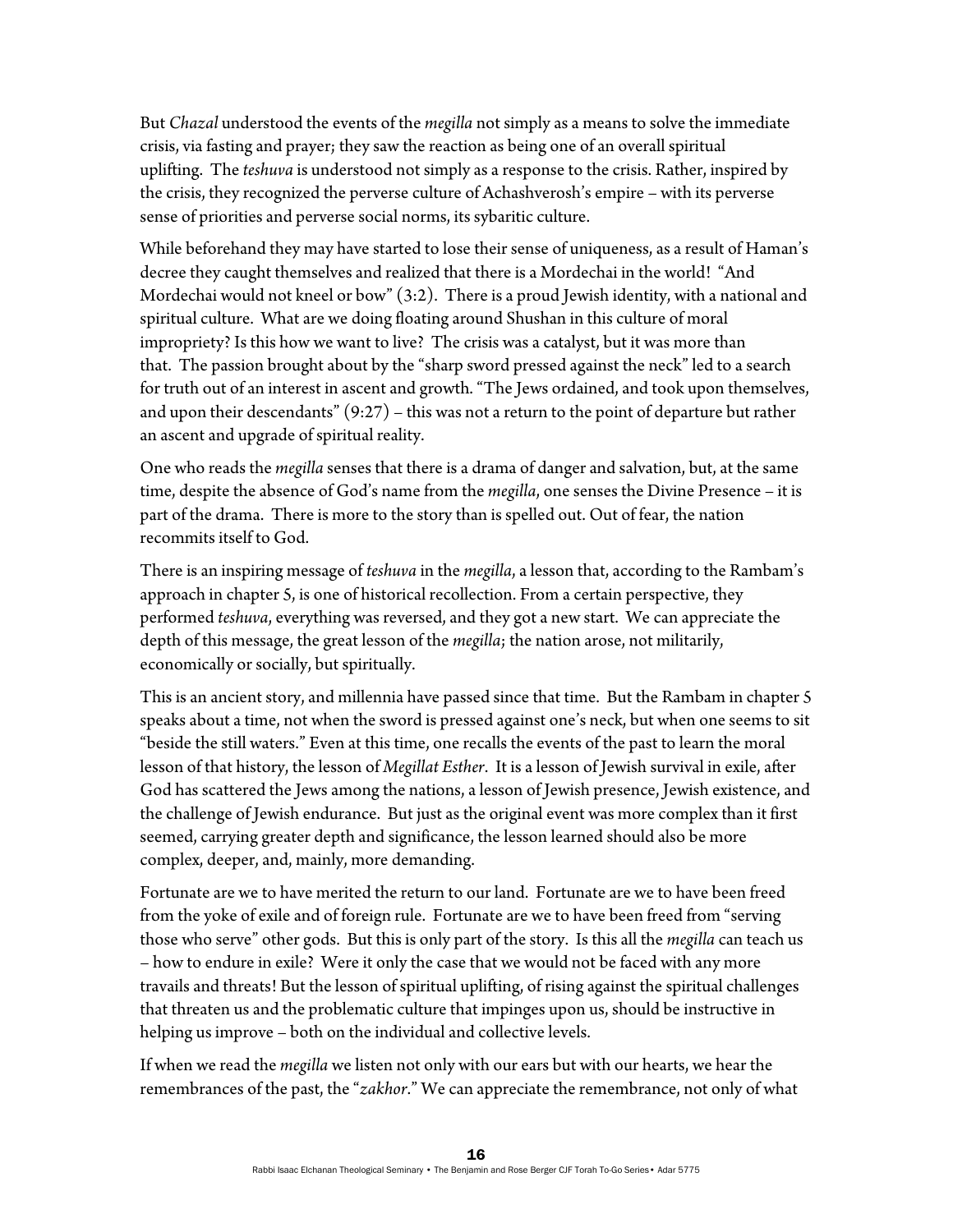But *Chazal* understood the events of the *megilla* not simply as a means to solve the immediate crisis, via fasting and prayer; they saw the reaction as being one of an overall spiritual uplifting. The *teshuva* is understood not simply as a response to the crisis. Rather, inspired by the crisis, they recognized the perverse culture of Achashverosh's empire – with its perverse sense of priorities and perverse social norms, its sybaritic culture.

While beforehand they may have started to lose their sense of uniqueness, as a result of Haman's decree they caught themselves and realized that there is a Mordechai in the world! "And Mordechai would not kneel or bow" (3:2). There is a proud Jewish identity, with a national and spiritual culture. What are we doing floating around Shushan in this culture of moral impropriety? Is this how we want to live? The crisis was a catalyst, but it was more than that. The passion brought about by the "sharp sword pressed against the neck" led to a search for truth out of an interest in ascent and growth. "The Jews ordained, and took upon themselves, and upon their descendants" (9:27) – this was not a return to the point of departure but rather an ascent and upgrade of spiritual reality.

One who reads the *megilla* senses that there is a drama of danger and salvation, but, at the same time, despite the absence of God's name from the *megilla*, one senses the Divine Presence – it is part of the drama. There is more to the story than is spelled out. Out of fear, the nation recommits itself to God.

There is an inspiring message of *teshuva* in the *megilla*, a lesson that, according to the Rambam's approach in chapter 5, is one of historical recollection. From a certain perspective, they performed *teshuva*, everything was reversed, and they got a new start. We can appreciate the depth of this message, the great lesson of the *megilla*; the nation arose, not militarily, economically or socially, but spiritually.

This is an ancient story, and millennia have passed since that time. But the Rambam in chapter 5 speaks about a time, not when the sword is pressed against one's neck, but when one seems to sit "beside the still waters." Even at this time, one recalls the events of the past to learn the moral lesson of that history, the lesson of *Megillat Esther*. It is a lesson of Jewish survival in exile, after God has scattered the Jews among the nations, a lesson of Jewish presence, Jewish existence, and the challenge of Jewish endurance. But just as the original event was more complex than it first seemed, carrying greater depth and significance, the lesson learned should also be more complex, deeper, and, mainly, more demanding.

Fortunate are we to have merited the return to our land. Fortunate are we to have been freed from the yoke of exile and of foreign rule. Fortunate are we to have been freed from "serving those who serve" other gods. But this is only part of the story. Is this all the *megilla* can teach us – how to endure in exile? Were it only the case that we would not be faced with any more travails and threats! But the lesson of spiritual uplifting, of rising against the spiritual challenges that threaten us and the problematic culture that impinges upon us, should be instructive in helping us improve – both on the individual and collective levels.

If when we read the *megilla* we listen not only with our ears but with our hearts, we hear the remembrances of the past, the "*zakhor*." We can appreciate the remembrance, not only of what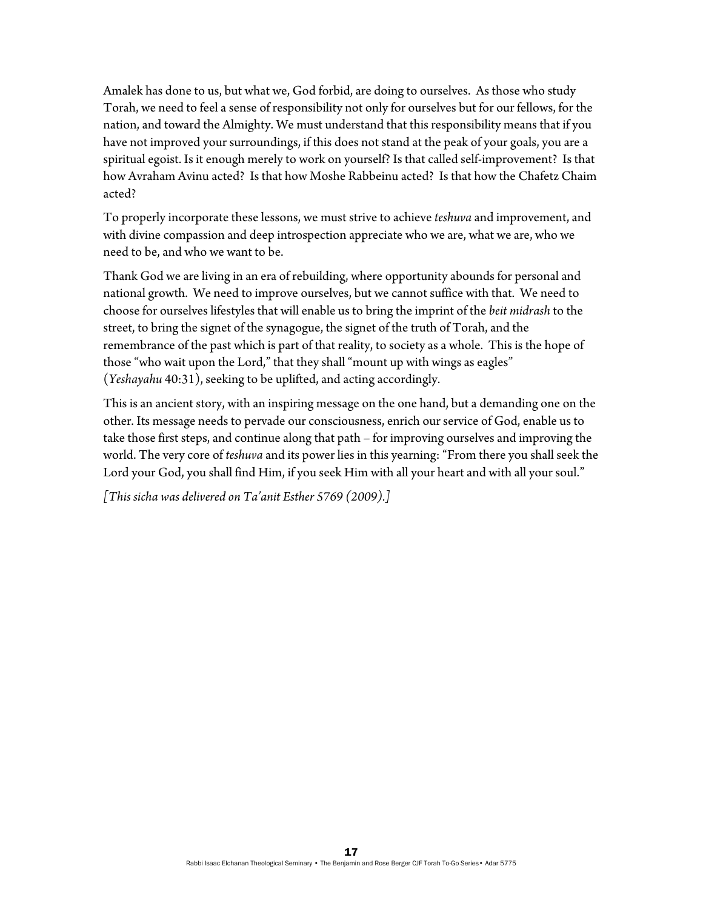Amalek has done to us, but what we, God forbid, are doing to ourselves. As those who study Torah, we need to feel a sense of responsibility not only for ourselves but for our fellows, for the nation, and toward the Almighty. We must understand that this responsibility means that if you have not improved your surroundings, if this does not stand at the peak of your goals, you are a spiritual egoist. Is it enough merely to work on yourself? Is that called self-improvement? Is that how Avraham Avinu acted? Is that how Moshe Rabbeinu acted? Is that how the Chafetz Chaim acted?

To properly incorporate these lessons, we must strive to achieve *teshuva* and improvement, and with divine compassion and deep introspection appreciate who we are, what we are, who we need to be, and who we want to be.

Thank God we are living in an era of rebuilding, where opportunity abounds for personal and national growth. We need to improve ourselves, but we cannot suffice with that. We need to choose for ourselves lifestyles that will enable us to bring the imprint of the *beit midrash* to the street, to bring the signet of the synagogue, the signet of the truth of Torah, and the remembrance of the past which is part of that reality, to society as a whole. This is the hope of those "who wait upon the Lord," that they shall "mount up with wings as eagles" (*Yeshayahu* 40:31), seeking to be uplifted, and acting accordingly.

This is an ancient story, with an inspiring message on the one hand, but a demanding one on the other. Its message needs to pervade our consciousness, enrich our service of God, enable us to take those first steps, and continue along that path – for improving ourselves and improving the world. The very core of *teshuva* and its power lies in this yearning: "From there you shall seek the Lord your God, you shall find Him, if you seek Him with all your heart and with all your soul."

*[This sicha was delivered on Ta'anit Esther 5769 (2009).]*